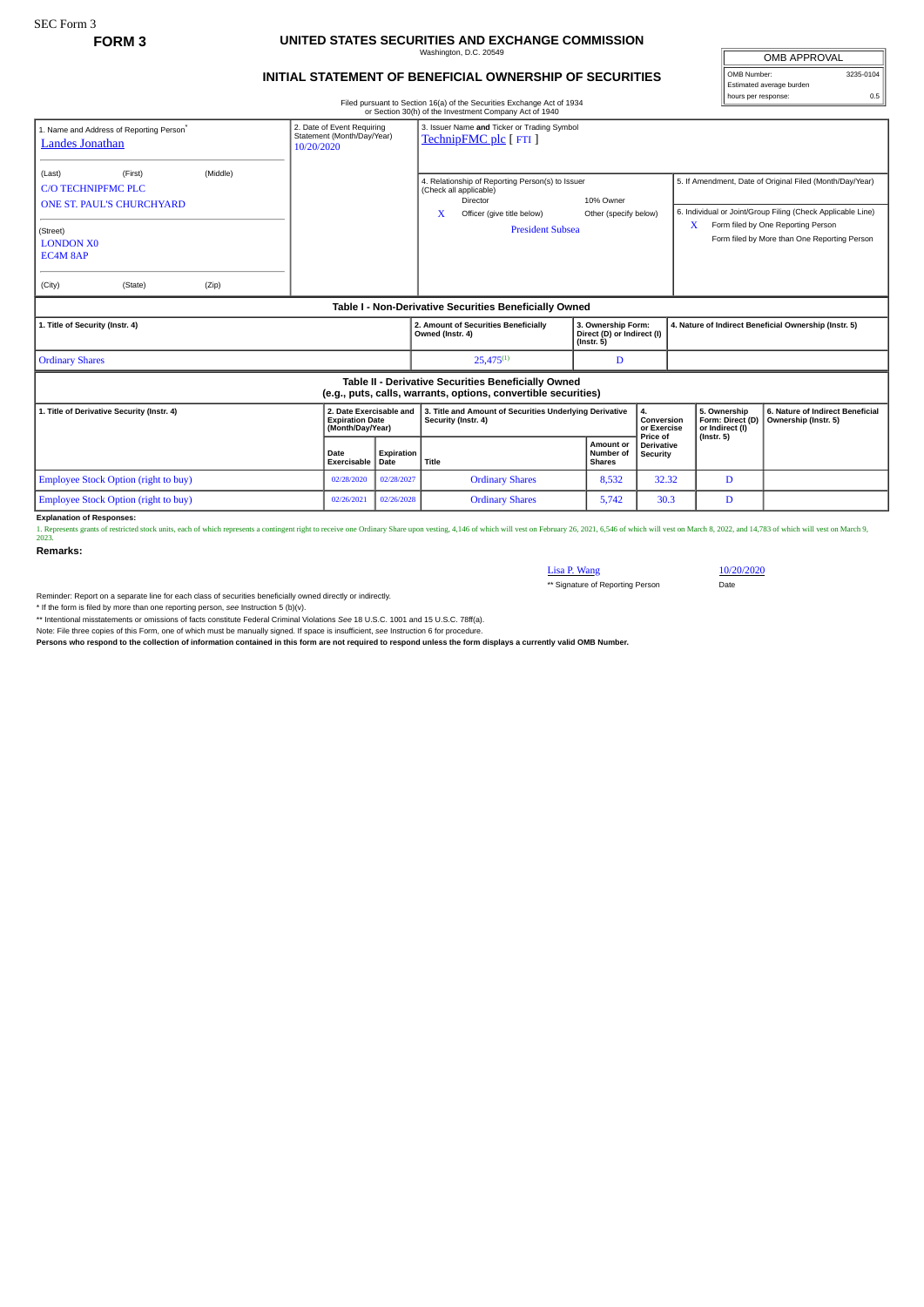SEC Form 3

**FORM 3**

# UNITED STATES SECURITIES AND EXCHANGE COMMISSION

Washington, D.C. 20549

## INITIAL STATEMENT OF BENEFICIAL OWNERSHIP OF SECURITIES

Filed pursuant to Section 16(a) of the Securities Exchange Act of 1934 or Section 30(h) of the Investment Company Act of 1940

| OMB APPROVAL | |
|---|---|
| OMB Number: | 3235-0104 |
| Estimated average burden hours per response: | 0.5 |

1. Name and Address of Reporting Person*
Landes Jonathan

(Last) (First) (Middle)
C/O TECHNIPFMC PLC
ONE ST. PAUL'S CHURCHYARD

(Street)
LONDON X0 EC4M 8AP

(City) (State) (Zip)

2. Date of Event Requiring Statement (Month/Day/Year)
10/20/2020

3. Issuer Name and Ticker or Trading Symbol
TechnipFMC plc [ FTI ]

4. Relationship of Reporting Person(s) to Issuer (Check all applicable)
Director
10% Owner
X Officer (give title below)
Other (specify below)
President Subsea

5. If Amendment, Date of Original Filed (Month/Day/Year)

6. Individual or Joint/Group Filing (Check Applicable Line)
X Form filed by One Reporting Person
Form filed by More than One Reporting Person

### Table I - Non-Derivative Securities Beneficially Owned

| 1. Title of Security (Instr. 4) | 2. Amount of Securities Beneficially Owned (Instr. 4) | 3. Ownership Form: Direct (D) or Indirect (I) (Instr. 5) | 4. Nature of Indirect Beneficial Ownership (Instr. 5) |
|---|---|---|---|
| Ordinary Shares | 25,475[(1)] | D | |

### Table II - Derivative Securities Beneficially Owned (e.g., puts, calls, warrants, options, convertible securities)

| 1. Title of Derivative Security (Instr. 4) | 2. Date Exercisable and Expiration Date (Month/Day/Year) | | 3. Title and Amount of Securities Underlying Derivative Security (Instr. 4) | | 4. Conversion or Exercise Price of Derivative Security | 5. Ownership Form: Direct (D) or Indirect (I) (Instr. 5) | 6. Nature of Indirect Beneficial Ownership (Instr. 5) |
|---|---|---|---|---|---|---|---|
| | Date Exercisable | Expiration Date | Title | Amount or Number of Shares | | | |
| Employee Stock Option (right to buy) | 02/28/2020 | 02/28/2027 | Ordinary Shares | 8,532 | 32.32 | D | |
| Employee Stock Option (right to buy) | 02/26/2021 | 02/26/2028 | Ordinary Shares | 5,742 | 30.3 | D | |

**Explanation of Responses:**

1. Represents grants of restricted stock units, each of which represents a contingent right to receive one Ordinary Share upon vesting, 4,146 of which will vest on February 26, 2021, 6,546 of which will vest on March 8, 2022, and 14,783 of which will vest on March 9, 2023.

**Remarks:**

Lisa P. Wang 10/20/2020

** Signature of Reporting Person Date

Reminder: Report on a separate line for each class of securities beneficially owned directly or indirectly.

* If the form is filed by more than one reporting person, *see* Instruction 5 (b)(v).

** Intentional misstatements or omissions of facts constitute Federal Criminal Violations *See* 18 U.S.C. 1001 and 15 U.S.C. 78ff(a).

Note: File three copies of this Form, one of which must be manually signed. If space is insufficient, *see* Instruction 6 for procedure.

**Persons who respond to the collection of information contained in this form are not required to respond unless the form displays a currently valid OMB Number.**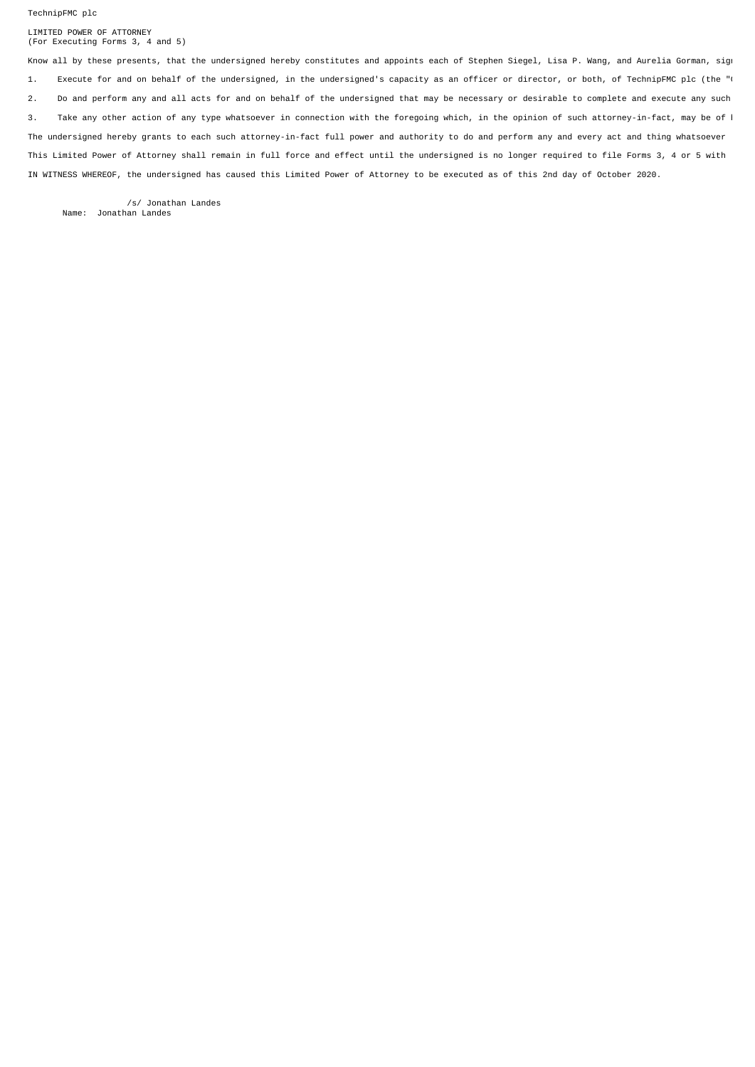TechnipFMC plc

LIMITED POWER OF ATTORNEY
(For Executing Forms 3, 4 and 5)

Know all by these presents, that the undersigned hereby constitutes and appoints each of Stephen Siegel, Lisa P. Wang, and Aurelia Gorman, sig

1. Execute for and on behalf of the undersigned, in the undersigned's capacity as an officer or director, or both, of TechnipFMC plc (the "

2. Do and perform any and all acts for and on behalf of the undersigned that may be necessary or desirable to complete and execute any such

3. Take any other action of any type whatsoever in connection with the foregoing which, in the opinion of such attorney-in-fact, may be of

The undersigned hereby grants to each such attorney-in-fact full power and authority to do and perform any and every act and thing whatsoever

This Limited Power of Attorney shall remain in full force and effect until the undersigned is no longer required to file Forms 3, 4 or 5 with

IN WITNESS WHEREOF, the undersigned has caused this Limited Power of Attorney to be executed as of this 2nd day of October 2020.

/s/ Jonathan Landes
Name: Jonathan Landes